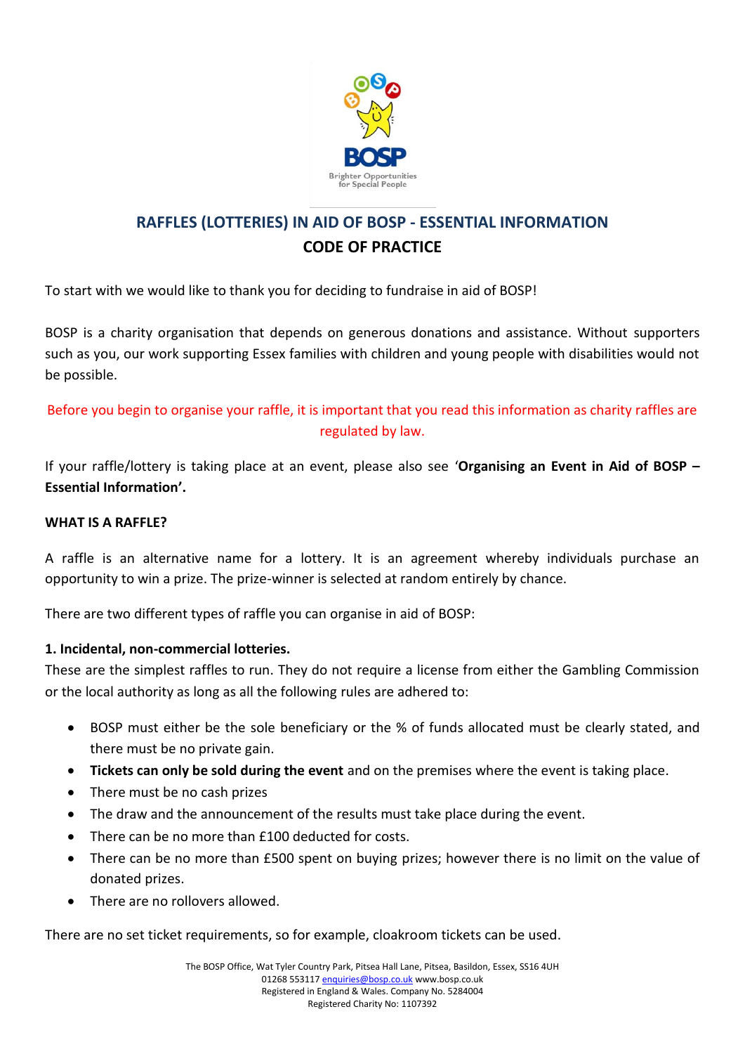## RAFFLES (LOTTERIES) IN AID OF BOSP - ESSENTIAL INFORMATION

## CODE OF PRACTICE

To start with we would like to thank you for deciding to fundraise in aid of BOSP!

BOSP is a charity organisation that depends on generous donations and assistance. Without supporters such as you, our work supporting Essex families with children and young people with disabilities would not be possible.

Before you begin to organise your raffle, it is important that you read this information as charity raffles are regulated by law.

If your raffle/lottery is taking place at an event, please also see '**Organising an Event in Aid of BOSP – Essential Information'.**

**WHAT IS A RAFFLE?**

A raffle is an alternative name for a lottery. It is an agreement whereby individuals purchase an opportunity to win a prize. The prize-winner is selected at random entirely by chance.

There are two different types of raffle you can organise in aid of BOSP:

**1. Incidental, non-commercial lotteries.**

These are the simplest raffles to run. They do not require a license from either the Gambling Commission or the local authority as long as all the following rules are adhered to:

- BOSP must either be the sole beneficiary or the % of funds allocated must be clearly stated, and there must be no private gain.
- **Tickets can only be sold during the event** and on the premises where the event is taking place.
- There must be no cash prizes
- The draw and the announcement of the results must take place during the event.
- There can be no more than £100 deducted for costs.
- There can be no more than £500 spent on buying prizes; however there is no limit on the value of donated prizes.
- There are no rollovers allowed.

There are no set ticket requirements, so for example, cloakroom tickets can be used.

The BOSP Office, Wat Tyler Country Park, Pitsea Hall Lane, Pitsea, Basildon, Essex, SS16 4UH
01268 553117 enquiries@bosp.co.uk www.bosp.co.uk
Registered in England & Wales. Company No. 5284004
Registered Charity No: 1107392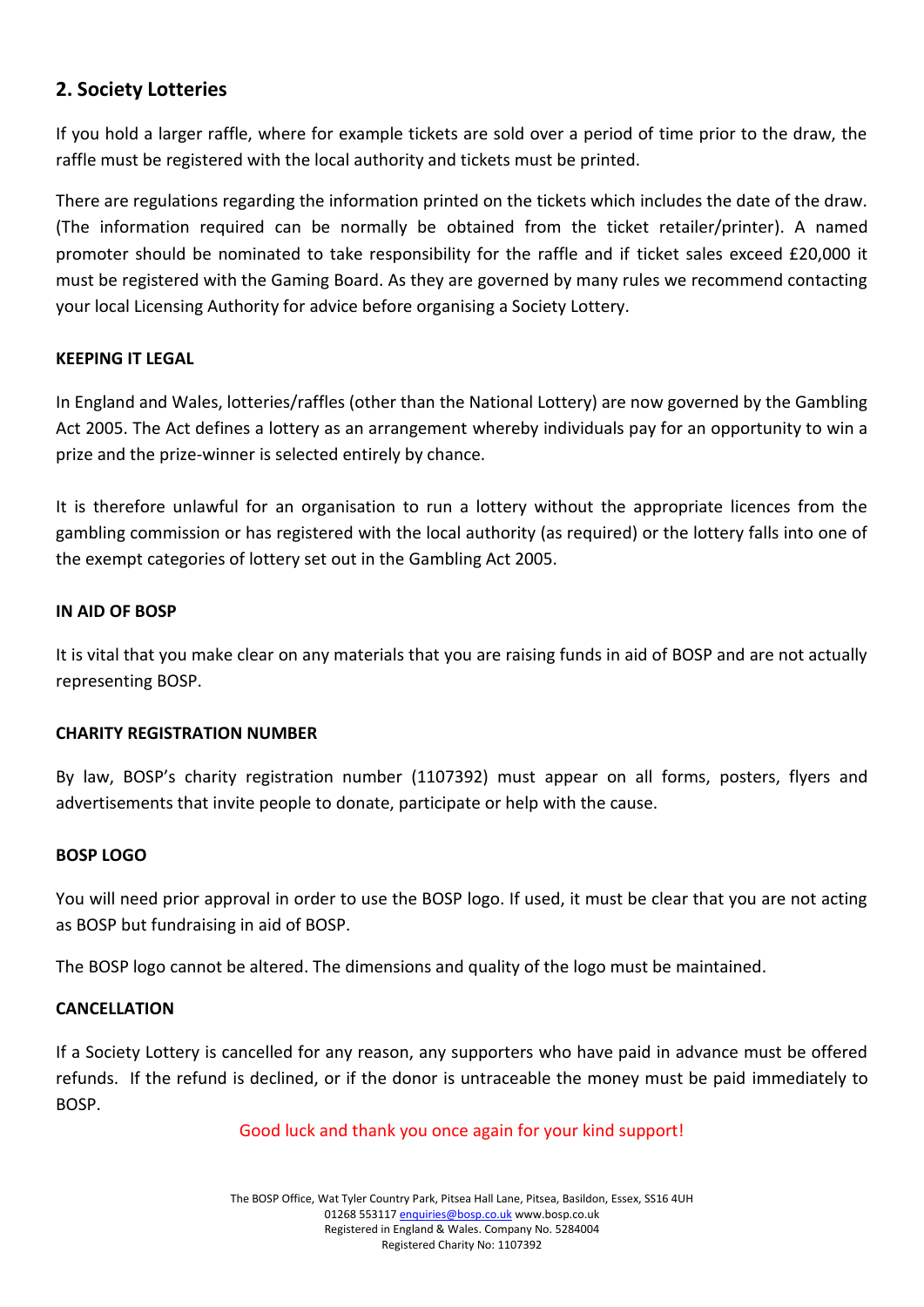## 2. Society Lotteries

If you hold a larger raffle, where for example tickets are sold over a period of time prior to the draw, the raffle must be registered with the local authority and tickets must be printed.

There are regulations regarding the information printed on the tickets which includes the date of the draw. (The information required can be normally be obtained from the ticket retailer/printer). A named promoter should be nominated to take responsibility for the raffle and if ticket sales exceed £20,000 it must be registered with the Gaming Board. As they are governed by many rules we recommend contacting your local Licensing Authority for advice before organising a Society Lottery.

**KEEPING IT LEGAL**

In England and Wales, lotteries/raffles (other than the National Lottery) are now governed by the Gambling Act 2005. The Act defines a lottery as an arrangement whereby individuals pay for an opportunity to win a prize and the prize-winner is selected entirely by chance.

It is therefore unlawful for an organisation to run a lottery without the appropriate licences from the gambling commission or has registered with the local authority (as required) or the lottery falls into one of the exempt categories of lottery set out in the Gambling Act 2005.

**IN AID OF BOSP**

It is vital that you make clear on any materials that you are raising funds in aid of BOSP and are not actually representing BOSP.

**CHARITY REGISTRATION NUMBER**

By law, BOSP's charity registration number (1107392) must appear on all forms, posters, flyers and advertisements that invite people to donate, participate or help with the cause.

**BOSP LOGO**

You will need prior approval in order to use the BOSP logo. If used, it must be clear that you are not acting as BOSP but fundraising in aid of BOSP.

The BOSP logo cannot be altered. The dimensions and quality of the logo must be maintained.

**CANCELLATION**

If a Society Lottery is cancelled for any reason, any supporters who have paid in advance must be offered refunds. If the refund is declined, or if the donor is untraceable the money must be paid immediately to BOSP.

Good luck and thank you once again for your kind support!

The BOSP Office, Wat Tyler Country Park, Pitsea Hall Lane, Pitsea, Basildon, Essex, SS16 4UH
01268 553117 enquiries@bosp.co.uk www.bosp.co.uk
Registered in England & Wales. Company No. 5284004
Registered Charity No: 1107392